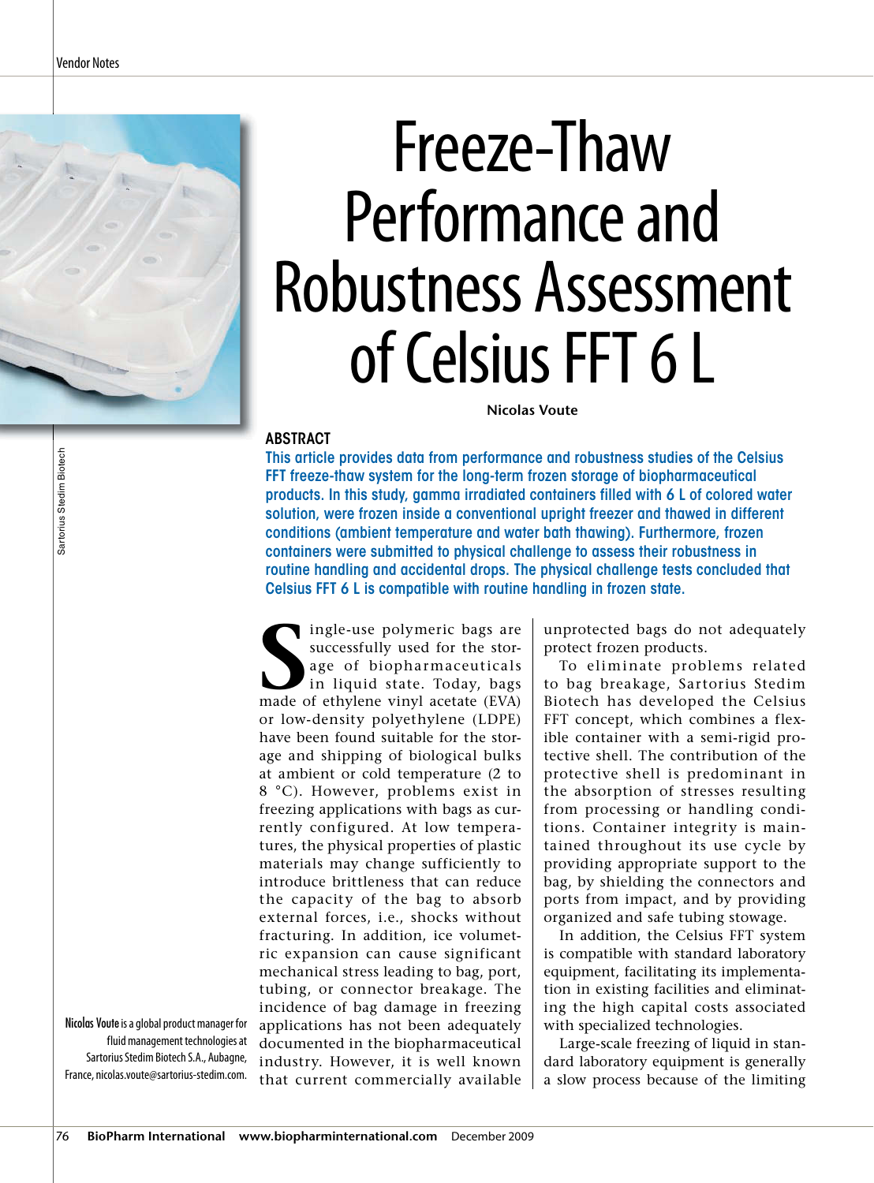# Freeze-Thaw Performance and Robustness Assessment of Celsius FFT 6 L

**Nicolas Voute**

## ABSTRACT

**This article provides data from performance and robustness studies of the Celsius FFT freeze-thaw system for the long-term frozen storage of biopharmaceutical products. In this study, gamma irradiated containers filled with 6 L of colored water solution, were frozen inside a conventional upright freezer and thawed in different conditions (ambient temperature and water bath thawing). Furthermore, frozen containers were submitted to physical challenge to assess their robustness in routine handling and accidental drops. The physical challenge tests concluded that Celsius FFT 6 L is compatible with routine handling in frozen state.**

Single-use polymeric bags are successfully used for the storage of biopharmaceuticals in liquid state. Today, bags made of ethylene vinyl acetate (EVA) or low-density polyethylene (LDPE) have been found suitable for the storage and shipping of biological bulks at ambient or cold temperature (2 to 8 °C). However, problems exist in freezing applications with bags as currently configured. At low temperatures, the physical properties of plastic materials may change sufficiently to introduce brittleness that can reduce the capacity of the bag to absorb external forces, i.e., shocks without fracturing. In addition, ice volumetric expansion can cause significant mechanical stress leading to bag, port, tubing, or connector breakage. The incidence of bag damage in freezing applications has not been adequately documented in the biopharmaceutical industry. However, it is well known that current commercially available unprotected bags do not adequately protect frozen products.

To eliminate problems related to bag breakage, Sartorius Stedim Biotech has developed the Celsius FFT concept, which combines a flexible container with a semi-rigid protective shell. The contribution of the protective shell is predominant in the absorption of stresses resulting from processing or handling conditions. Container integrity is maintained throughout its use cycle by providing appropriate support to the bag, by shielding the connectors and ports from impact, and by providing organized and safe tubing stowage.

In addition, the Celsius FFT system is compatible with standard laboratory equipment, facilitating its implementation in existing facilities and eliminating the high capital costs associated with specialized technologies.

Large-scale freezing of liquid in standard laboratory equipment is generally a slow process because of the limiting

Sartorius Stedim Biotech

**Nicolas Voute** is a global product manager for fluid management technologies at Sartorius Stedim Biotech S.A., Aubagne, France, nicolas.voute@sartorius-stedim.com.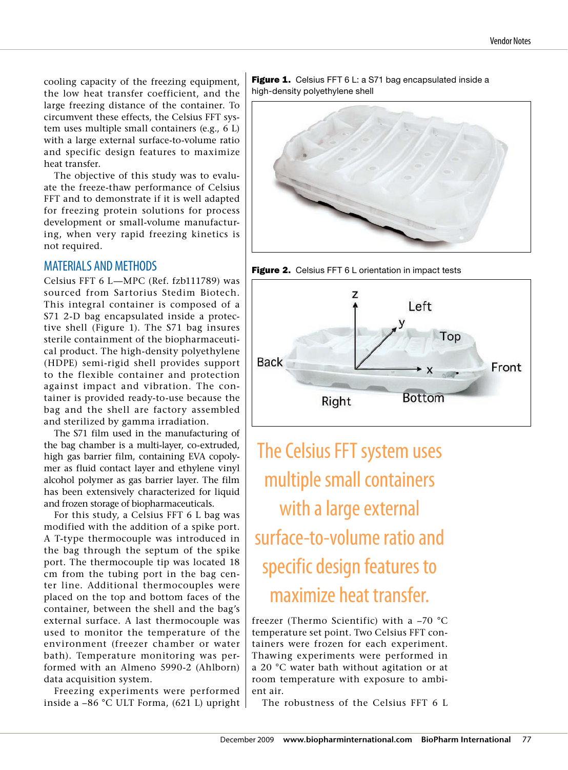cooling capacity of the freezing equipment, the low heat transfer coefficient, and the large freezing distance of the container. To circumvent these effects, the Celsius FFT system uses multiple small containers (e.g., 6 L) with a large external surface-to-volume ratio and specific design features to maximize heat transfer.

The objective of this study was to evaluate the freeze-thaw performance of Celsius FFT and to demonstrate if it is well adapted for freezing protein solutions for process development or small-volume manufacturing, when very rapid freezing kinetics is not required.

## MATERIALS AND METHODS

Celsius FFT 6 L—MPC (Ref. fzb111789) was sourced from Sartorius Stedim Biotech. This integral container is composed of a S71 2-D bag encapsulated inside a protective shell (Figure 1). The S71 bag insures sterile containment of the biopharmaceutical product. The high-density polyethylene (HDPE) semi-rigid shell provides support to the flexible container and protection against impact and vibration. The container is provided ready-to-use because the bag and the shell are factory assembled and sterilized by gamma irradiation.

The S71 film used in the manufacturing of the bag chamber is a multi-layer, co-extruded, high gas barrier film, containing EVA copolymer as fluid contact layer and ethylene vinyl alcohol polymer as gas barrier layer. The film has been extensively characterized for liquid and frozen storage of biopharmaceuticals.

For this study, a Celsius FFT 6 L bag was modified with the addition of a spike port. A T-type thermocouple was introduced in the bag through the septum of the spike port. The thermocouple tip was located 18 cm from the tubing port in the bag center line. Additional thermocouples were placed on the top and bottom faces of the container, between the shell and the bag's external surface. A last thermocouple was used to monitor the temperature of the environment (freezer chamber or water bath). Temperature monitoring was performed with an Almeno 5990-2 (Ahlborn) data acquisition system.

Freezing experiments were performed inside a –86 °C ULT Forma, (621 L) upright freezer (Thermo Scientific) with a –70 °C temperature set point. Two Celsius FFT containers were frozen for each experiment. Thawing experiments were performed in a 20 °C water bath without agitation or at room temperature with exposure to ambient air.

The robustness of the Celsius FFT 6 L

**Figure 1.** Celsius FFT 6 L: a S71 bag encapsulated inside a high-density polyethylene shell

**Figure 2.** Celsius FFT 6 L orientation in impact tests

Z, Left, y, Top, Back, x, Front, Right, Bottom

**The Celsius FFT system uses multiple small containers with a large external surface-to-volume ratio and specific design features to maximize heat transfer.**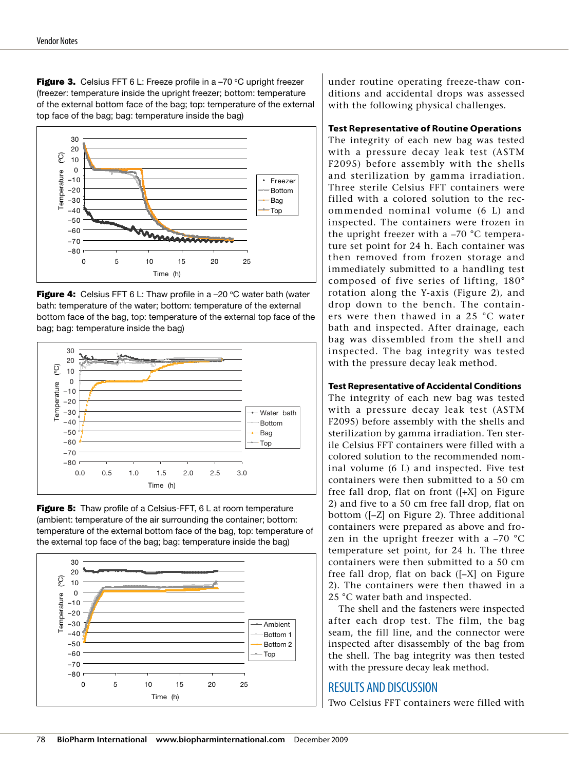**Figure 3.** Celsius FFT 6 L: Freeze profile in a –70 °C upright freezer (freezer: temperature inside the upright freezer; bottom: temperature of the external bottom face of the bag; top: temperature of the external top face of the bag; bag: temperature inside the bag)

**Figure 4:** Celsius FFT 6 L: Thaw profile in a –20 °C water bath (water bath: temperature of the water; bottom: temperature of the external bottom face of the bag, top: temperature of the external top face of the bag; bag: temperature inside the bag)

**Figure 5:** Thaw profile of a Celsius-FFT, 6 L at room temperature (ambient: temperature of the air surrounding the container; bottom: temperature of the external bottom face of the bag, top: temperature of the external top face of the bag; bag: temperature inside the bag)

under routine operating freeze-thaw conditions and accidental drops was assessed with the following physical challenges.

**Test Representative of Routine Operations**

The integrity of each new bag was tested with a pressure decay leak test (ASTM F2095) before assembly with the shells and sterilization by gamma irradiation. Three sterile Celsius FFT containers were filled with a colored solution to the recommended nominal volume (6 L) and inspected. The containers were frozen in the upright freezer with a –70 °C temperature set point for 24 h. Each container was then removed from frozen storage and immediately submitted to a handling test composed of five series of lifting, 180° rotation along the Y-axis (Figure 2), and drop down to the bench. The containers were then thawed in a 25 °C water bath and inspected. After drainage, each bag was dissembled from the shell and inspected. The bag integrity was tested with the pressure decay leak method.

**Test Representative of Accidental Conditions**

The integrity of each new bag was tested with a pressure decay leak test (ASTM F2095) before assembly with the shells and sterilization by gamma irradiation. Ten sterile Celsius FFT containers were filled with a colored solution to the recommended nominal volume (6 L) and inspected. Five test containers were then submitted to a 50 cm free fall drop, flat on front ([+X] on Figure 2) and five to a 50 cm free fall drop, flat on bottom ([–Z] on Figure 2). Three additional containers were prepared as above and frozen in the upright freezer with a –70 °C temperature set point, for 24 h. The three containers were then submitted to a 50 cm free fall drop, flat on back ([–X] on Figure 2). The containers were then thawed in a 25 °C water bath and inspected.

The shell and the fasteners were inspected after each drop test. The film, the bag seam, the fill line, and the connector were inspected after disassembly of the bag from the shell. The bag integrity was then tested with the pressure decay leak method.

## RESULTS AND DISCUSSION

Two Celsius FFT containers were filled with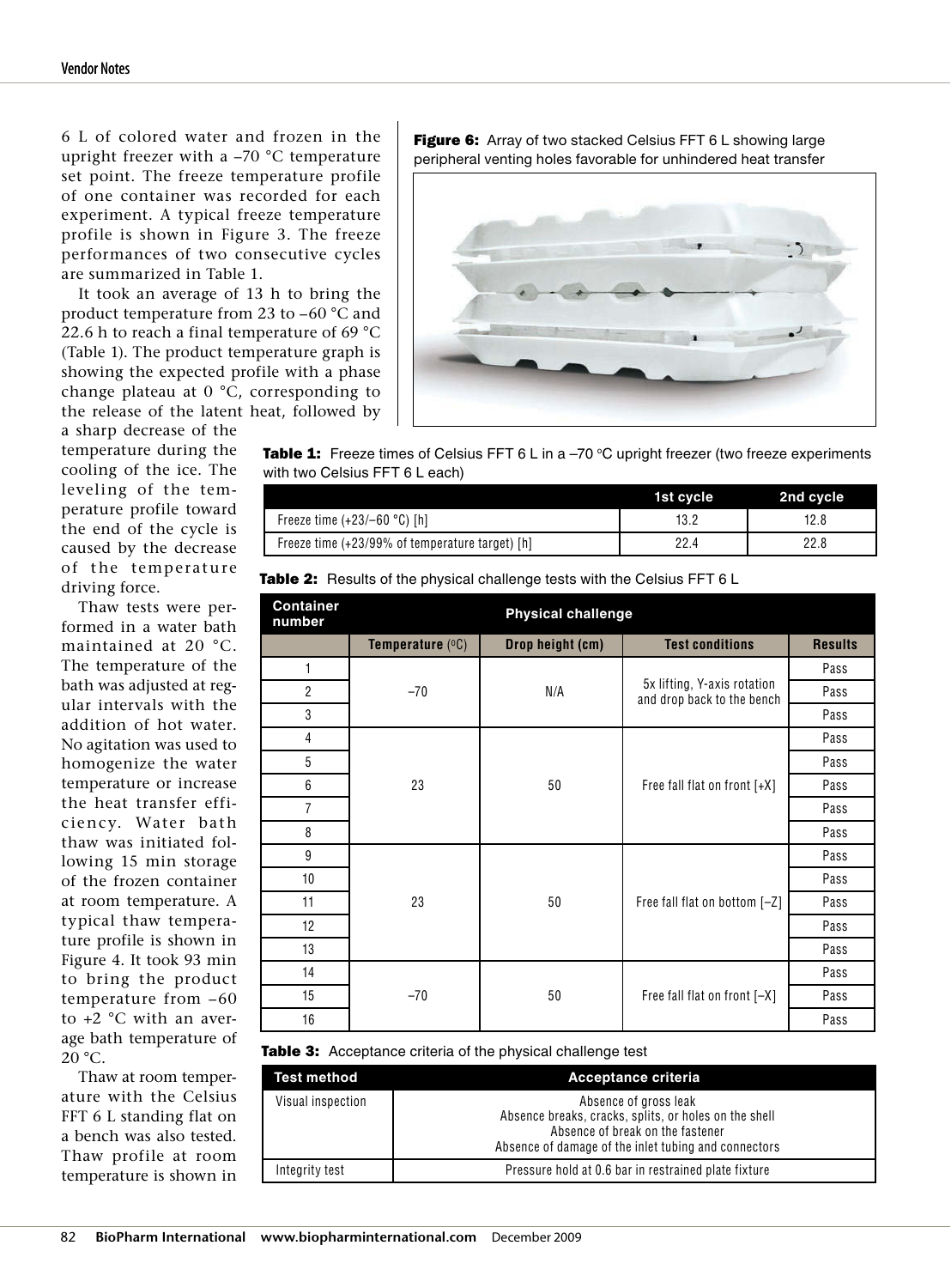6 L of colored water and frozen in the upright freezer with a –70 °C temperature set point. The freeze temperature profile of one container was recorded for each experiment. A typical freeze temperature profile is shown in Figure 3. The freeze performances of two consecutive cycles are summarized in Table 1.

It took an average of 13 h to bring the product temperature from 23 to –60 °C and 22.6 h to reach a final temperature of 69 °C (Table 1). The product temperature graph is showing the expected profile with a phase change plateau at 0 °C, corresponding to the release of the latent heat, followed by a sharp decrease of the temperature during the cooling of the ice. The leveling of the temperature profile toward the end of the cycle is caused by the decrease of the temperature driving force.

Thaw tests were performed in a water bath maintained at 20 °C. The temperature of the bath was adjusted at regular intervals with the addition of hot water. No agitation was used to homogenize the water temperature or increase the heat transfer efficiency. Water bath thaw was initiated following 15 min storage of the frozen container at room temperature. A typical thaw temperature profile is shown in Figure 4. It took 93 min to bring the product temperature from –60 to +2 °C with an average bath temperature of 20 °C.

Thaw at room temperature with the Celsius FFT 6 L standing flat on a bench was also tested. Thaw profile at room temperature is shown in

**Figure 6:** Array of two stacked Celsius FFT 6 L showing large peripheral venting holes favorable for unhindered heat transfer

**Table 1:** Freeze times of Celsius FFT 6 L in a –70 °C upright freezer (two freeze experiments with two Celsius FFT 6 L each)

| | 1st cycle | 2nd cycle |
|---|---|---|
| Freeze time (+23/–60 °C) [h] | 13.2 | 12.8 |
| Freeze time (+23/99% of temperature target) [h] | 22.4 | 22.8 |

**Table 2:** Results of the physical challenge tests with the Celsius FFT 6 L

| Container number | Physical challenge | | | |
|---|---|---|---|---|
| | Temperature (°C) | Drop height (cm) | Test conditions | Results |
| 1 | –70 | N/A | 5x lifting, Y-axis rotation and drop back to the bench | Pass |
| 2 | | | | Pass |
| 3 | | | | Pass |
| 4 | 23 | 50 | Free fall flat on front [+X] | Pass |
| 5 | | | | Pass |
| 6 | | | | Pass |
| 7 | | | | Pass |
| 8 | | | | Pass |
| 9 | 23 | 50 | Free fall flat on bottom [–Z] | Pass |
| 10 | | | | Pass |
| 11 | | | | Pass |
| 12 | | | | Pass |
| 13 | | | | Pass |
| 14 | –70 | 50 | Free fall flat on front [–X] | Pass |
| 15 | | | | Pass |
| 16 | | | | Pass |

**Table 3:** Acceptance criteria of the physical challenge test

| Test method | Acceptance criteria |
|---|---|
| Visual inspection | Absence of gross leak<br>Absence breaks, cracks, splits, or holes on the shell<br>Absence of break on the fastener<br>Absence of damage of the inlet tubing and connectors |
| Integrity test | Pressure hold at 0.6 bar in restrained plate fixture |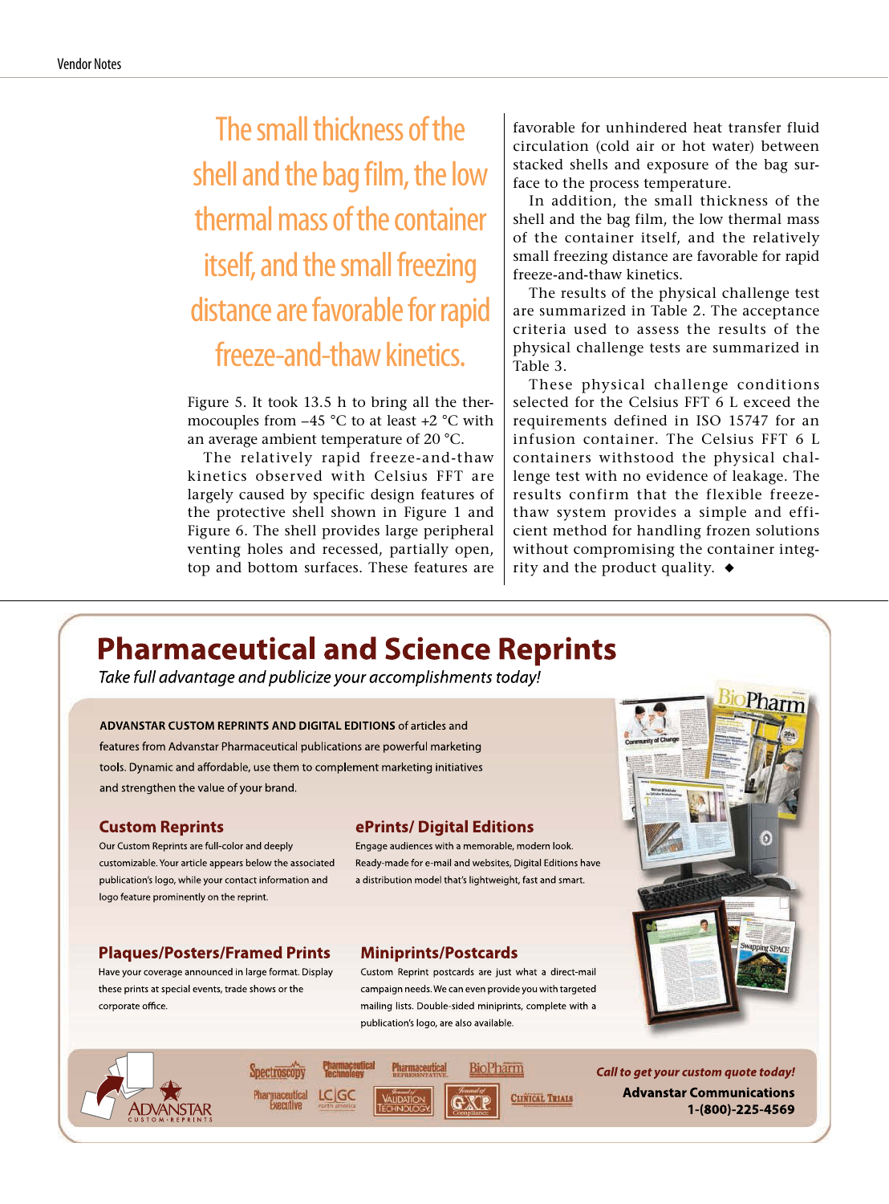The small thickness of the shell and the bag film, the low thermal mass of the container itself, and the small freezing distance are favorable for rapid freeze-and-thaw kinetics.

Figure 5. It took 13.5 h to bring all the thermocouples from –45 °C to at least +2 °C with an average ambient temperature of 20 °C.

The relatively rapid freeze-and-thaw kinetics observed with Celsius FFT are largely caused by specific design features of the protective shell shown in Figure 1 and Figure 6. The shell provides large peripheral venting holes and recessed, partially open, top and bottom surfaces. These features are favorable for unhindered heat transfer fluid circulation (cold air or hot water) between stacked shells and exposure of the bag surface to the process temperature.

In addition, the small thickness of the shell and the bag film, the low thermal mass of the container itself, and the relatively small freezing distance are favorable for rapid freeze-and-thaw kinetics.

The results of the physical challenge test are summarized in Table 2. The acceptance criteria used to assess the results of the physical challenge tests are summarized in Table 3.

These physical challenge conditions selected for the Celsius FFT 6 L exceed the requirements defined in ISO 15747 for an infusion container. The Celsius FFT 6 L containers withstood the physical challenge test with no evidence of leakage. The results confirm that the flexible freeze-thaw system provides a simple and efficient method for handling frozen solutions without compromising the container integrity and the product quality. ◆

# Pharmaceutical and Science Reprints

*Take full advantage and publicize your accomplishments today!*

**ADVANSTAR CUSTOM REPRINTS AND DIGITAL EDITIONS** of articles and features from Advanstar Pharmaceutical publications are powerful marketing tools. Dynamic and affordable, use them to complement marketing initiatives and strengthen the value of your brand.

## Custom Reprints

Our Custom Reprints are full-color and deeply customizable. Your article appears below the associated publication's logo, while your contact information and logo feature prominently on the reprint.

## ePrints/ Digital Editions

Engage audiences with a memorable, modern look. Ready-made for e-mail and websites, Digital Editions have a distribution model that's lightweight, fast and smart.

## Plaques/Posters/Framed Prints

Have your coverage announced in large format. Display these prints at special events, trade shows or the corporate office.

## Miniprints/Postcards

Custom Reprint postcards are just what a direct-mail campaign needs. We can even provide you with targeted mailing lists. Double-sided miniprints, complete with a publication's logo, are also available.

ADVANSTAR CUSTOM·REPRINTS

Spectroscopy · Pharmaceutical Technology · Pharmaceutical Representative · BioPharm · Pharmaceutical Executive · LC|GC · Journal of Validation Technology · Journal of GXP Compliance · Clinical Trials

*Call to get your custom quote today!*

**Advanstar Communications**
**1-(800)-225-4569**